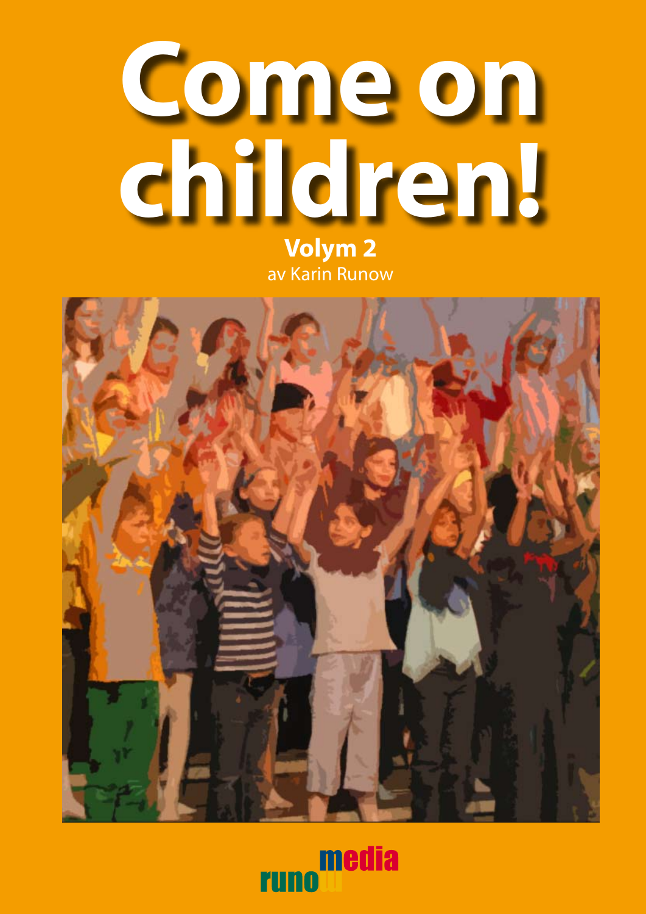# Come on children!

**Volym 2**

av Karin Runow

runow media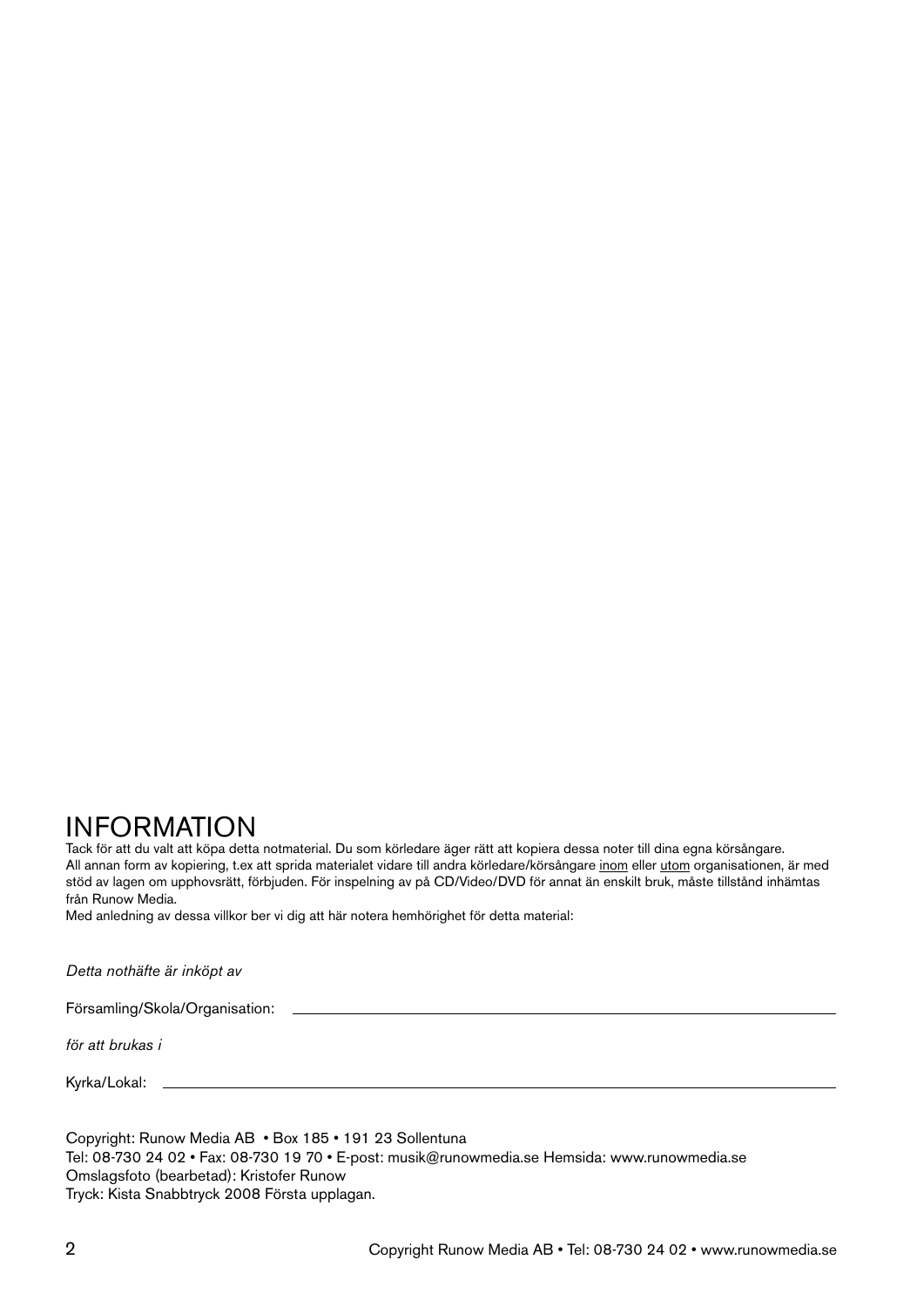# INFORMATION

Tack för att du valt att köpa detta notmaterial. Du som körledare äger rätt att kopiera dessa noter till dina egna körsångare. All annan form av kopiering, t.ex att sprida materialet vidare till andra körledare/körsångare inom eller utom organisationen, är med stöd av lagen om upphovsrätt, förbjuden. För inspelning av på CD/Video/DVD för annat än enskilt bruk, måste tillstånd inhämtas från Runow Media.

Med anledning av dessa villkor ber vi dig att här notera hemhörighet för detta material:

*Detta nothäfte är inköpt av*

Församling/Skola/Organisation: \_\_\_\_\_\_\_\_\_\_\_\_\_\_\_\_\_\_\_\_\_\_\_\_\_\_\_\_\_\_

*för att brukas i*

Kyrka/Lokal: \_\_\_\_\_\_\_\_\_\_\_\_\_\_\_\_\_\_\_\_\_\_\_\_\_\_\_\_\_\_

Copyright: Runow Media AB • Box 185 • 191 23 Sollentuna
Tel: 08-730 24 02 • Fax: 08-730 19 70 • E-post: musik@runowmedia.se Hemsida: www.runowmedia.se
Omslagsfoto (bearbetad): Kristofer Runow
Tryck: Kista Snabbtryck 2008 Första upplagan.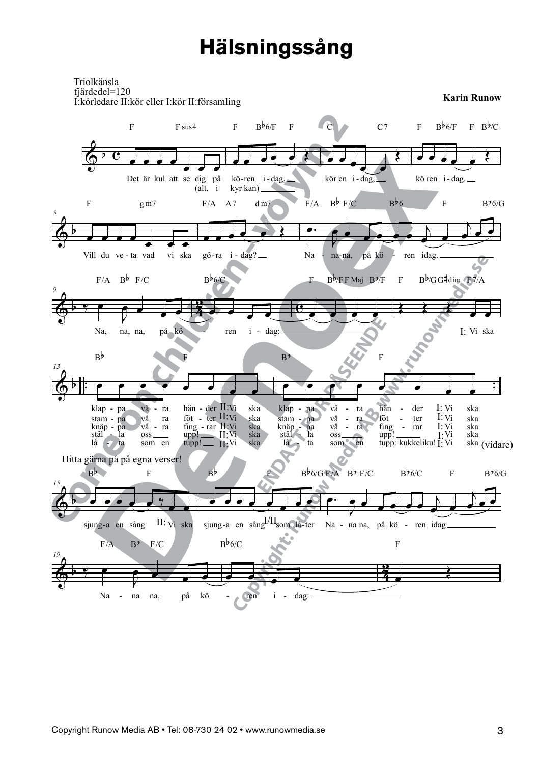# Hälsningssång

Triolkänsla
fjärdedel=120
I:körledare II:kör eller I:kör II:församling

**Karin Runow**

Det är kul att se dig på kö-ren i-dag, kör en i-dag, kö ren i-dag.
(alt. i kyr kan)

Vill du ve-ta vad vi ska gö-ra i-dag? Na - na-na, på kö - ren idag.

Na, na, na, på kö - ren i - dag: I: Vi ska

klap - pa vå - ra hän - der II: Vi ska klap - pa vå - ra hän - der I: Vi ska
stam - pa vå ra föt - ter II: Vi ska stam - pa vå - ra föt - ter I: Vi ska
knäp - pa vå - ra fing - rar II: Vi ska knäp - pa vå - ra fing - rar I: Vi ska
stäl - la oss upp! II: Vi ska stäl - la oss upp! I: Vi ska
lå - ta som en tupp! II: Vi ska lå - ta som en tupp: kukkeliku! I: Vi ska (vidare)

Hitta gärna på på egna verser!

sjung-a en sång II: Vi ska sjung-a en sång I/II som lå-ter Na - na na, på kö - ren idag

Na - na na, på kö - ren i - dag:

Copyright Runow Media AB • Tel: 08-730 24 02 • www.runowmedia.se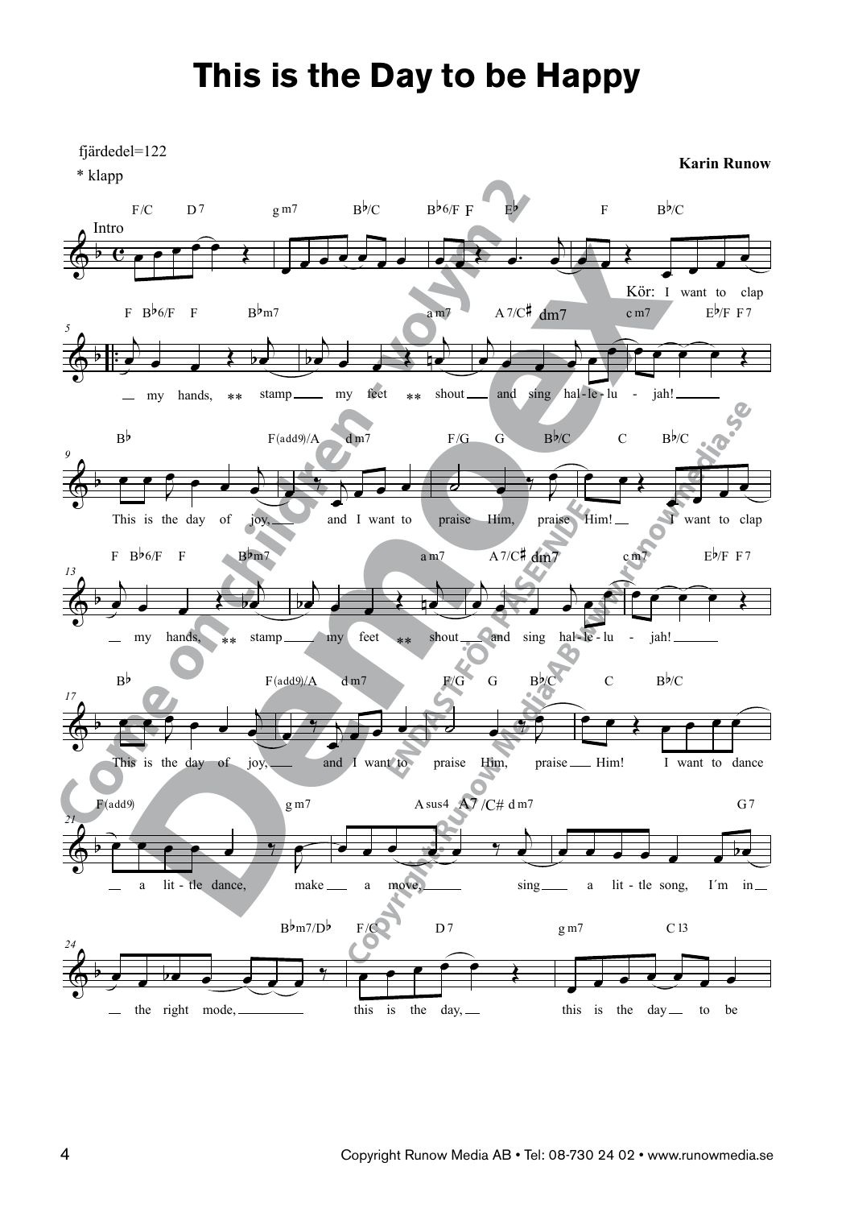# This is the Day to be Happy

fjärdedel=122

* klapp

**Karin Runow**

Intro

F/C D7 g m7 B♭/C B♭6/F F E♭ F B♭/C

Kör: I want to clap

F B♭6/F F B♭m7 a m7 A7/C♯ dm7 c m7 E♭/F F7

my hands, ** stamp my feet ** shout and sing hal-le-lu - jah!

B♭ F(add9)/A d m7 F/G G B♭/C C B♭/C

This is the day of joy, and I want to praise Him, praise Him! I want to clap

F B♭6/F F B♭m7 a m7 A7/C♯ dm7 c m7 E♭/F F7

my hands, ** stamp my feet ** shout and sing hal-le-lu - jah!

B♭ F(add9)/A d m7 F/G G B♭/C C B♭/C

This is the day of joy, and I want to praise Him, praise Him! I want to dance

F(add9) g m7 A sus4 A7 /C# d m7 G7

a lit - tle dance, make a move, sing a lit - tle song, I´m in

B♭m7/D♭ F/C D7 g m7 C13

the right mode, this is the day, this is the day to be

Copyright Runow Media AB • Tel: 08-730 24 02 • www.runowmedia.se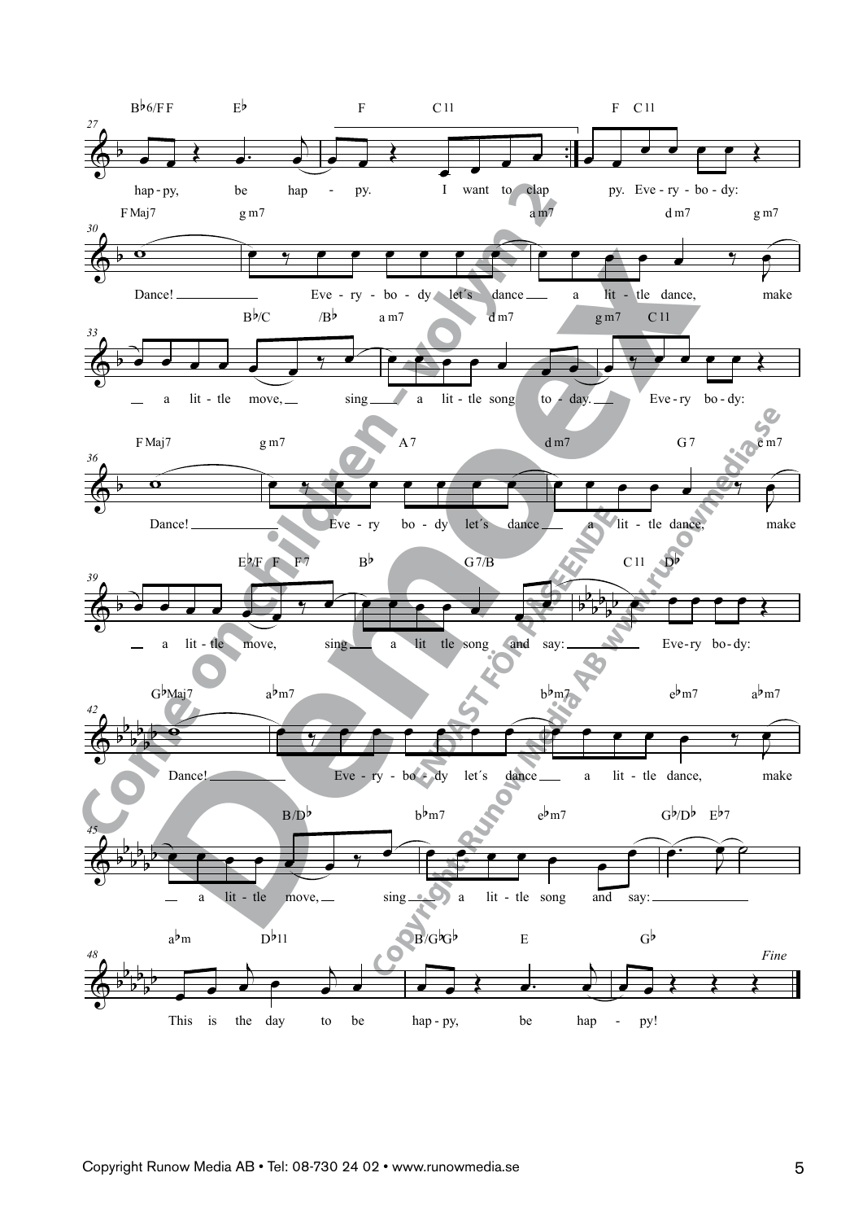hap - py, be hap - py. I want to clap py. Eve - ry - bo - dy:

Dance! Eve - ry - bo - dy let´s dance a lit - tle dance, make

a lit - tle move, sing a lit - tle song to - day. Eve - ry bo - dy:

Dance! Eve - ry bo - dy let´s dance a lit - tle dance, make

a lit - tle move, sing a lit tle song and say: Eve - ry bo - dy:

Dance! Eve - ry - bo - dy let´s dance a lit - tle dance, make

a lit - tle move, sing a lit - tle song and say:

This is the day to be hap - py, be hap - py!

*Fine*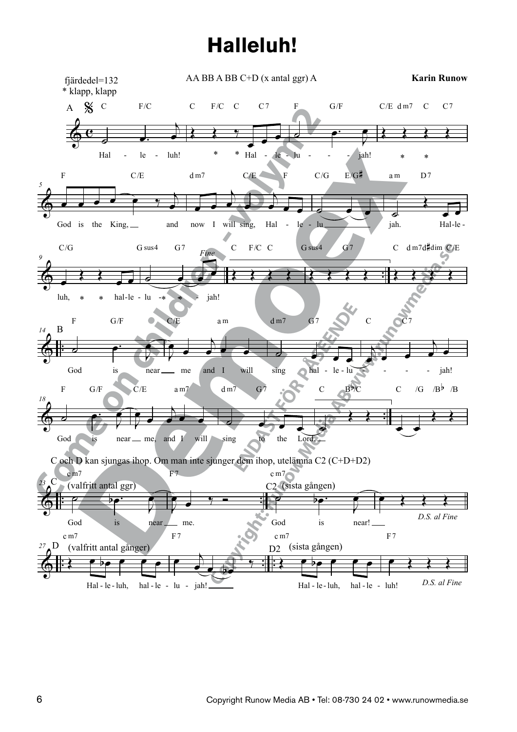# Halleluh!

fjärdedel=132
* klapp, klapp

AA BB A BB C+D (x antal ggr) A

**Karin Runow**

A

Hal - le - luh! * * Hal - le - lu - - - jah! * *

God is the King, and now I will sing, Hal - le - lu jah. Hal-le -

luh, * * hal-le - lu -* * - jah!

*Fine*

B

God is near me and I will sing hal - le - lu - - - - jah!

God is near me, and I will sing to the Lord.

C och D kan sjungas ihop. Om man inte sjunger dem ihop, utelämna C2 (C+D+D2)

C (valfritt antal ggr)

God is near me.

C2 (sista gången)

God is near!

*D.S. al Fine*

D (valfritt antal gånger)

Hal - le - luh, hal - le - lu - jah!

D2 (sista gången)

Hal - le - luh, hal - le - luh!

*D.S. al Fine*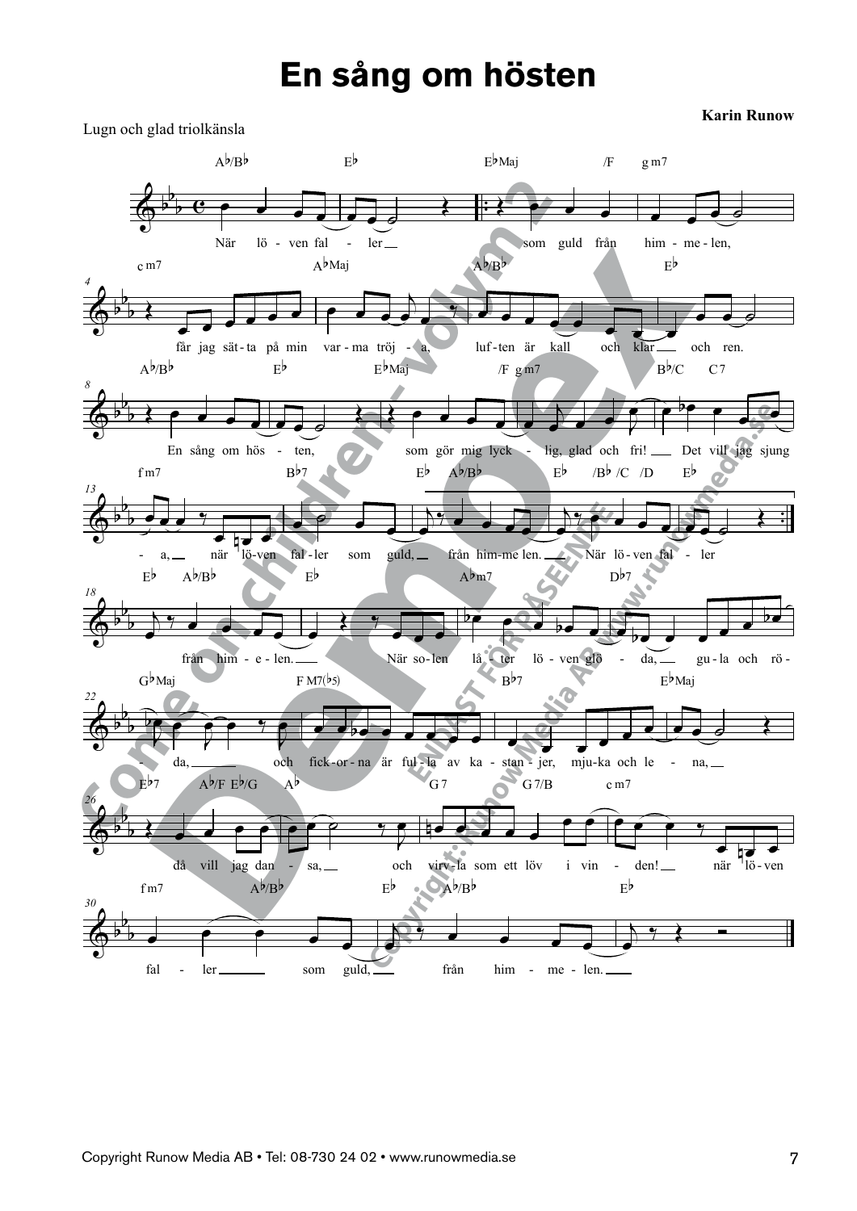# En sång om hösten

**Karin Runow**

Lugn och glad triolkänsla

När lö - ven fal - ler som guld från him - me - len,
får jag sät - ta på min var - ma tröj - a, luf - ten är kall och klar och ren.
En sång om hös - ten, som gör mig lyck - lig, glad och fri! Det vill jag sjung - a, när lö - ven fal - ler som guld, från him - me len. När lö - ven fal - ler
från him - e - len. När so - len lå - ter lö - ven glö - da, gu - la och rö - da, och fick - or - na är ful - la av ka - stan - jer, mju - ka och le - na,
då vill jag dan - sa, och virv - la som ett löv i vin - den! när lö - ven fal - ler som guld, från him - me - len.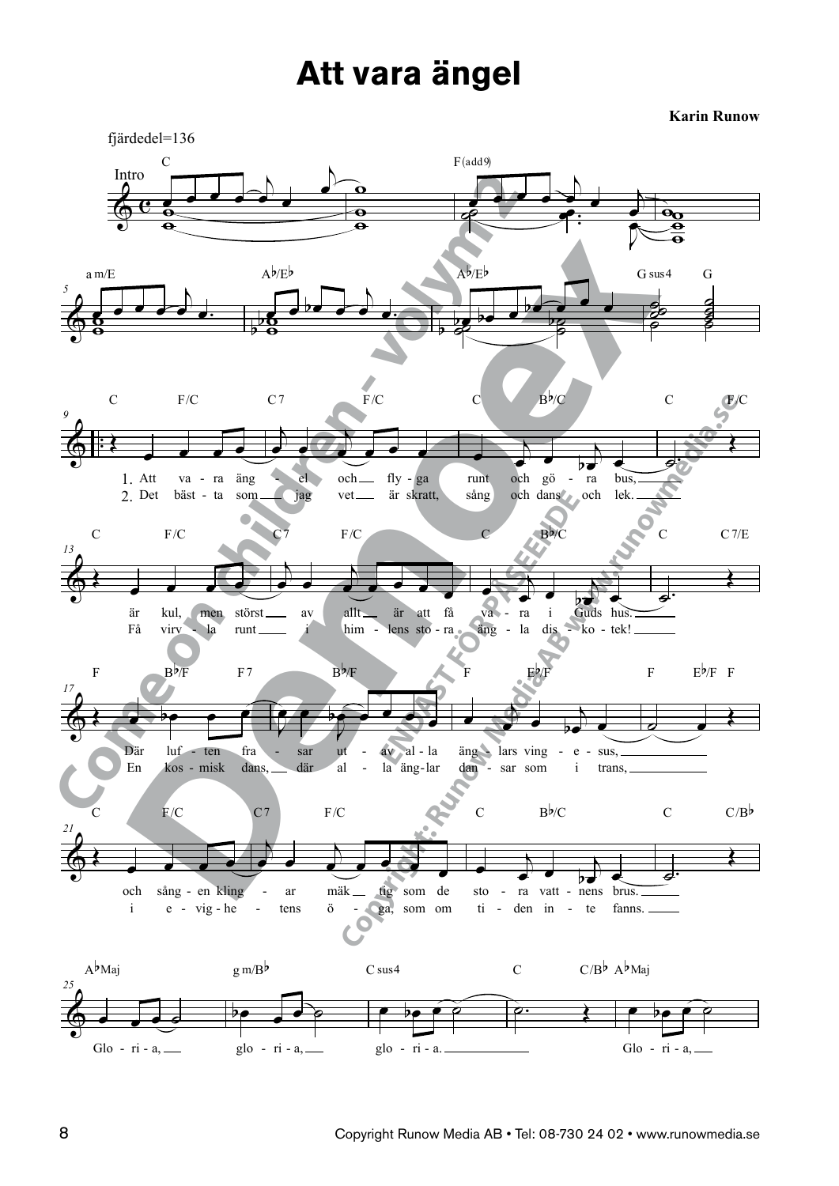# Att vara ängel

**Karin Runow**

fjärdedel=136

Intro

C — F(add9) — am/E — A♭/E♭ — A♭/E♭ — Gsus4 — G

C F/C C7 F/C C B♭/C C F/C

1. Att va - ra äng - el och fly - ga runt och gö - ra bus,
2. Det bäst - ta som jag vet är skratt, sång och dans och lek.

C F/C C7 F/C C B♭/C C C7/E

är kul, men störst av allt är att få va - ra i Guds hus.
Få virv - la runt i him - lens sto - ra äng - la dis - ko - tek!

F B♭/F F7 B♭/F F E♭/F F E♭/F F

Där luf - ten fra - sar ut - av al - la äng - lars ving - e - sus,
En kos - misk dans, där al - la äng - lar dan - sar som i trans,

C F/C C7 F/C C B♭/C C C/B♭

och sång - en kling - ar mäk - tig som de sto - ra vatt - nens brus.
i e - vig - he - tens ö - ga, som om ti - den in - te fanns.

A♭Maj gm/B♭ Csus4 C C/B♭ A♭Maj

Glo - ri - a, glo - ri - a, glo - ri - a. Glo - ri - a,

Copyright Runow Media AB • Tel: 08-730 24 02 • www.runowmedia.se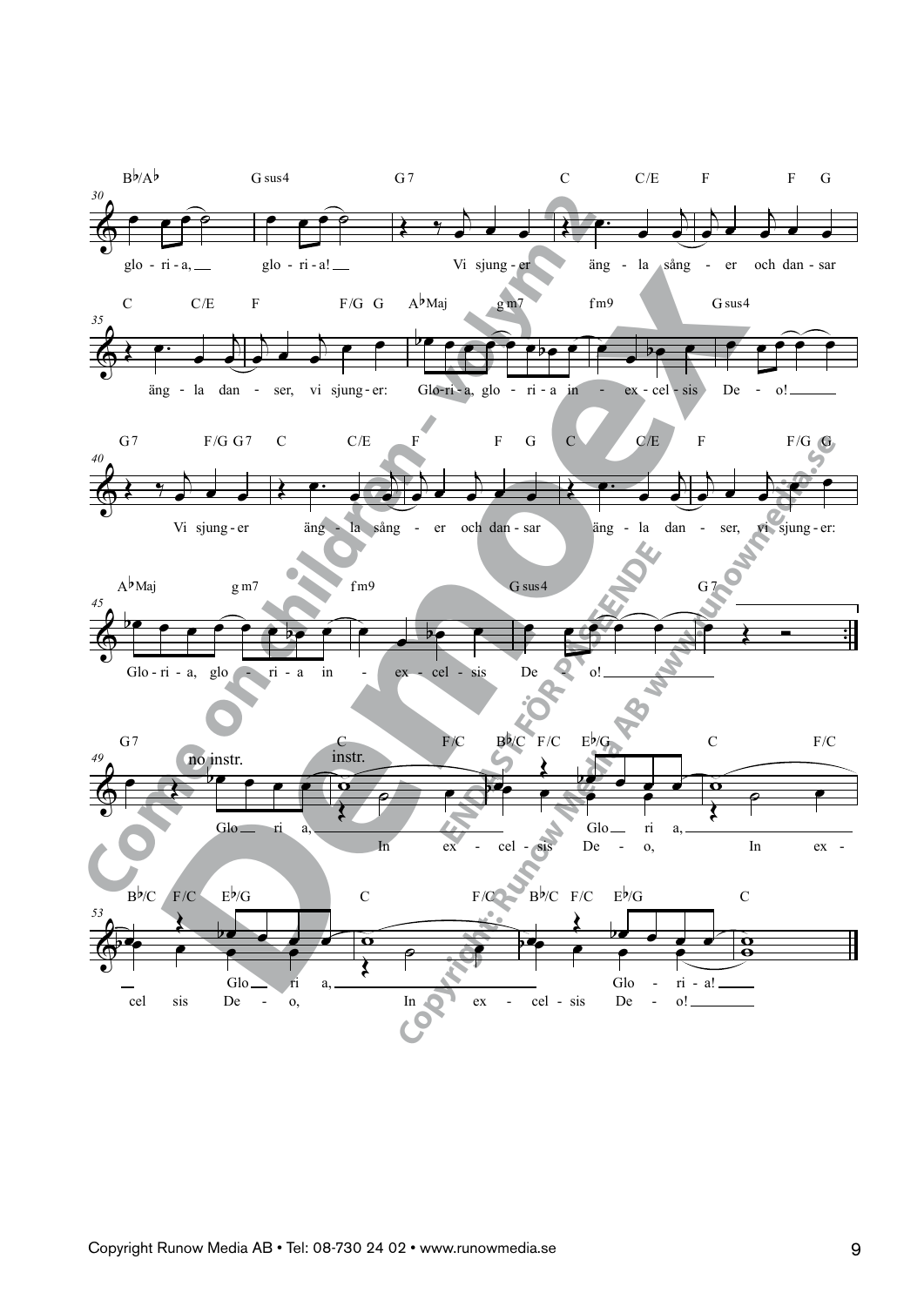B♭/A♭ G sus4 G7 C C/E F F G

30

glo - ri - a, glo - ri - a! Vi sjung - er äng - la sång - er och dan - sar

C C/E F F/G G A♭Maj g m7 f m9 G sus4

35

äng - la dan - ser, vi sjung - er: Glo - ri - a, glo - ri - a in - ex - cel - sis De - o!

G7 F/G G7 C C/E F F G C C/E F F/G G

40

Vi sjung - er äng - la sång - er och dan - sar äng - la dan - ser, vi sjung - er:

A♭Maj g m7 f m9 G sus4 G7

45

Glo - ri - a, glo - ri - a in - ex - cel - sis De - o!

G7 C F/C B♭/C F/C E♭/G C F/C

49

no instr. instr.

Glo ri a, Glo ri a,

In ex - cel - sis De - o, In ex -

B♭/C F/C E♭/G C F/C B♭/C F/C E♭/G C

53

Glo ri a, Glo - ri - a!

cel sis De - o, In ex - cel - sis De - o!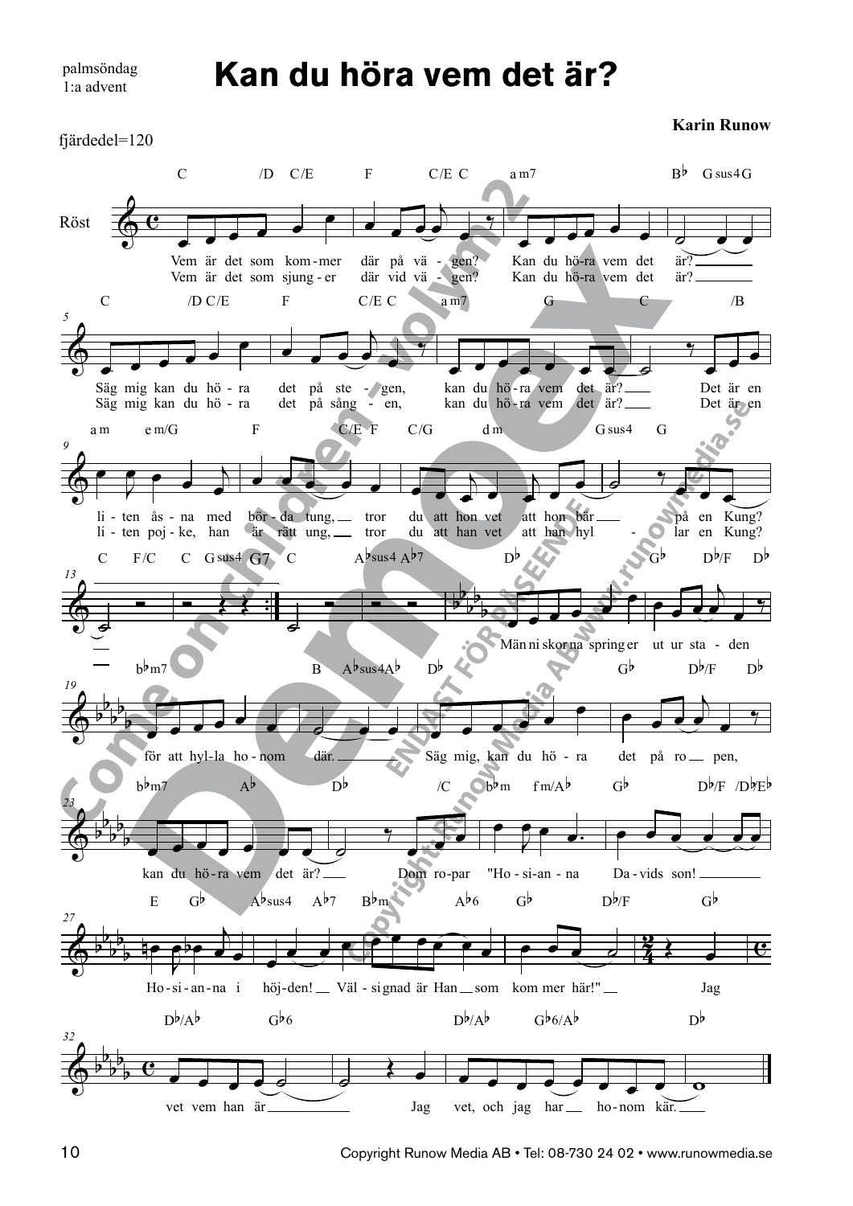palmsöndag
1:a advent

# Kan du höra vem det är?

**Karin Runow**

fjärdedel=120

Röst

Vem är det som kom-mer där på vä - gen? Kan du hö-ra vem det är?
Vem är det som sjung-er där vid vä - gen? Kan du hö-ra vem det är?

Säg mig kan du hö-ra det på ste - gen, kan du hö-ra vem det är? Det är en
Säg mig kan du hö-ra det på sång - en, kan du hö-ra vem det är? Det är en

li-ten ås-na med bör-da tung, tror du att hon vet att hon bär på en Kung?
li-ten poj-ke, han är rätt ung, tror du att han vet att han hyl - lar en Kung?

Män-ni-skor-na spring-er ut ur sta - den för att hyl-la ho-nom där. Säg mig, kan du hö-ra det på ro - pen, kan du hö-ra vem det är? Dom ro-par "Ho-si-an-na Da-vids son! Ho-si-an-na i höj-den! Väl-si-gnad är Han som kom-mer här!" Jag vet vem han är Jag vet, och jag har ho-nom kär.

Copyright Runow Media AB • Tel: 08-730 24 02 • www.runowmedia.se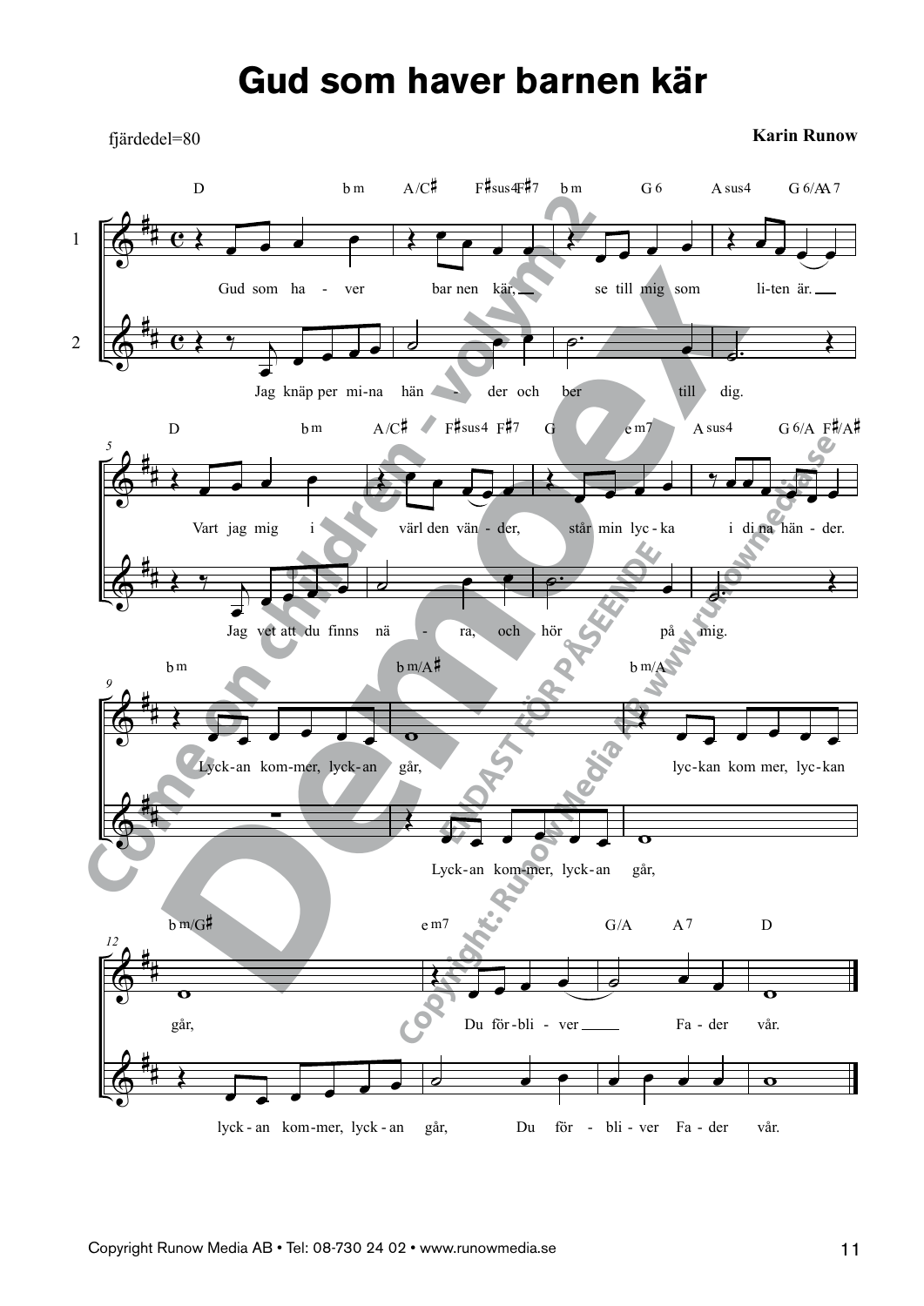# Gud som haver barnen kär

fjärdedel=80

**Karin Runow**

D bm A/C♯ F♯sus4 F♯7 bm G6 Asus4 G6/A A7

1: Gud som ha - ver bar nen kär, se till mig som li-ten är.

2: Jag knäp per mi-na hän - der och ber till dig.

D bm A/C♯ F♯sus4 F♯7 G em7 Asus4 G6/A F♯/A♯

1: Vart jag mig i värl den vän - der, står min lyc - ka i di na hän - der.

2: Jag vet att du finns nä - ra, och hör på mig.

bm bm/A♯ bm/A

1: Lyck-an kom-mer, lyck-an går, lyc-kan kom mer, lyc-kan

2: Lyck-an kom-mer, lyck-an går,

bm/G♯ em7 G/A A7 D

1: går, Du för-bli - ver Fa - der vår.

2: lyck - an kom-mer, lyck - an går, Du för - bli - ver Fa - der vår.

Copyright Runow Media AB • Tel: 08-730 24 02 • www.runowmedia.se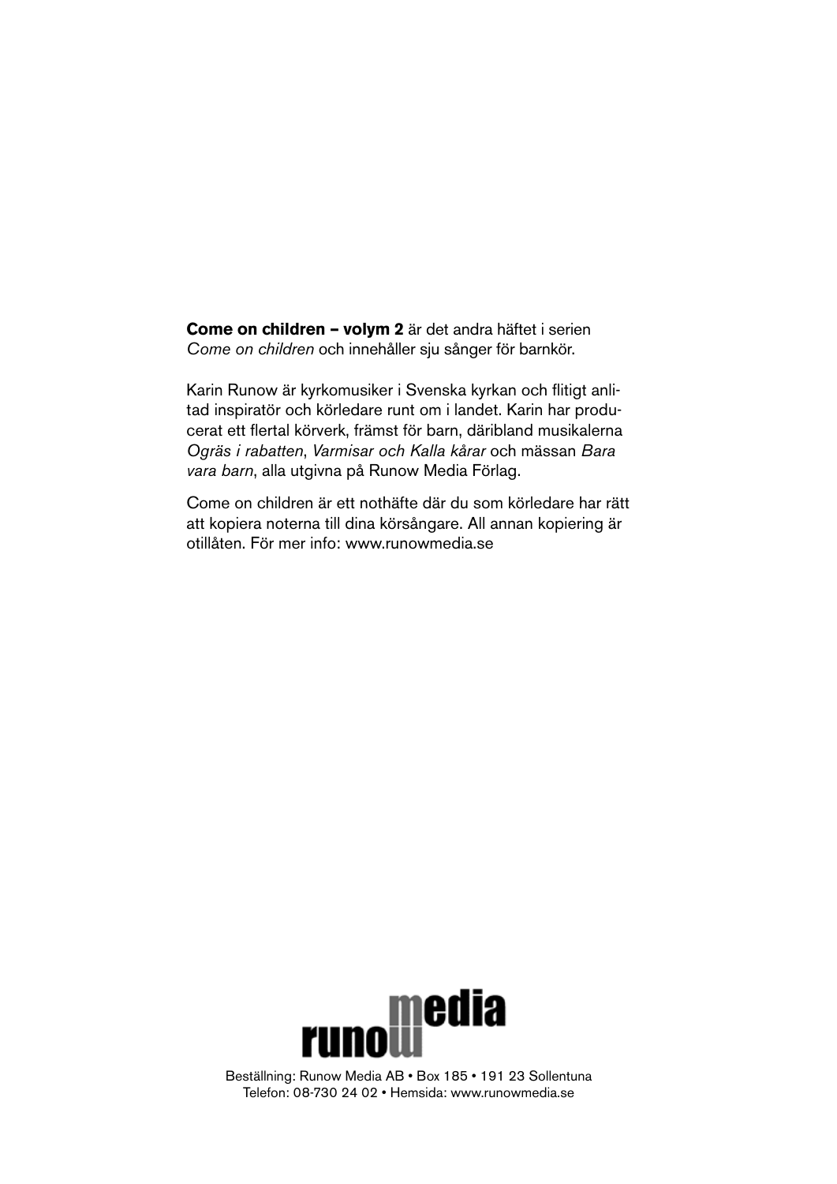**Come on children – volym 2** är det andra häftet i serien *Come on children* och innehåller sju sånger för barnkör.

Karin Runow är kyrkomusiker i Svenska kyrkan och flitigt anlitad inspiratör och körledare runt om i landet. Karin har producerat ett flertal körverk, främst för barn, däribland musikalerna *Ogräs i rabatten*, *Varmisar och Kalla kårar* och mässan *Bara vara barn*, alla utgivna på Runow Media Förlag.

Come on children är ett nothäfte där du som körledare har rätt att kopiera noterna till dina körsångare. All annan kopiering är otillåten. För mer info: www.runowmedia.se

runow media

Beställning: Runow Media AB • Box 185 • 191 23 Sollentuna
Telefon: 08-730 24 02 • Hemsida: www.runowmedia.se